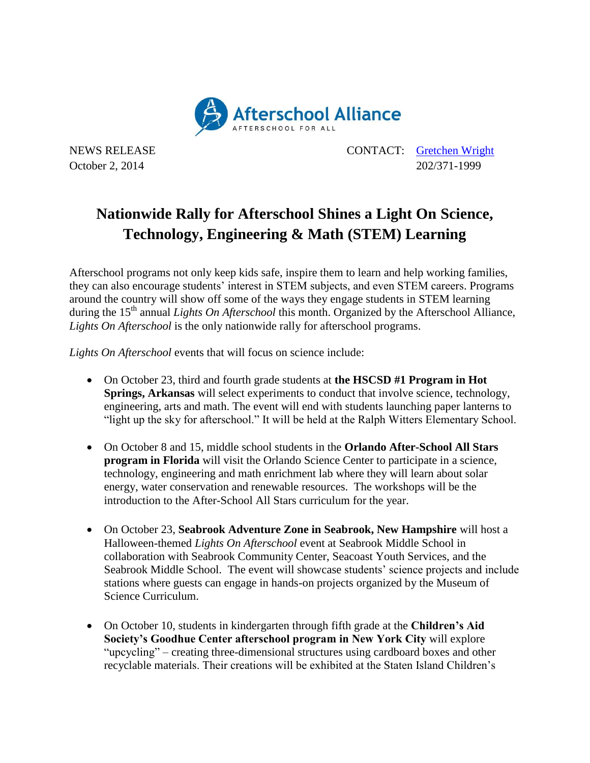Afterschool Alliance

AFTERSCHOOL FOR ALL

NEWS RELEASE
October 2, 2014

CONTACT: [Gretchen Wright](Gretchen Wright)
202/371-1999

# Nationwide Rally for Afterschool Shines a Light On Science, Technology, Engineering & Math (STEM) Learning

Afterschool programs not only keep kids safe, inspire them to learn and help working families, they can also encourage students' interest in STEM subjects, and even STEM careers. Programs around the country will show off some of the ways they engage students in STEM learning during the 15th annual *Lights On Afterschool* this month. Organized by the Afterschool Alliance, *Lights On Afterschool* is the only nationwide rally for afterschool programs.

*Lights On Afterschool* events that will focus on science include:

- On October 23, third and fourth grade students at **the HSCSD #1 Program in Hot Springs, Arkansas** will select experiments to conduct that involve science, technology, engineering, arts and math. The event will end with students launching paper lanterns to "light up the sky for afterschool." It will be held at the Ralph Witters Elementary School.

- On October 8 and 15, middle school students in the **Orlando After-School All Stars program in Florida** will visit the Orlando Science Center to participate in a science, technology, engineering and math enrichment lab where they will learn about solar energy, water conservation and renewable resources. The workshops will be the introduction to the After-School All Stars curriculum for the year.

- On October 23, **Seabrook Adventure Zone in Seabrook, New Hampshire** will host a Halloween-themed *Lights On Afterschool* event at Seabrook Middle School in collaboration with Seabrook Community Center, Seacoast Youth Services, and the Seabrook Middle School. The event will showcase students' science projects and include stations where guests can engage in hands-on projects organized by the Museum of Science Curriculum.

- On October 10, students in kindergarten through fifth grade at the **Children's Aid Society's Goodhue Center afterschool program in New York City** will explore "upcycling" – creating three-dimensional structures using cardboard boxes and other recyclable materials. Their creations will be exhibited at the Staten Island Children's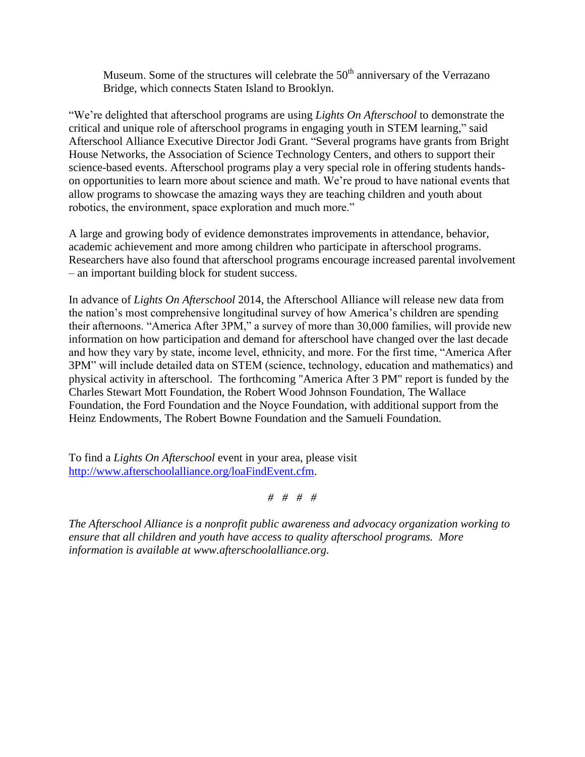Museum. Some of the structures will celebrate the 50th anniversary of the Verrazano Bridge, which connects Staten Island to Brooklyn.

"We're delighted that afterschool programs are using *Lights On Afterschool* to demonstrate the critical and unique role of afterschool programs in engaging youth in STEM learning," said Afterschool Alliance Executive Director Jodi Grant. "Several programs have grants from Bright House Networks, the Association of Science Technology Centers, and others to support their science-based events. Afterschool programs play a very special role in offering students hands-on opportunities to learn more about science and math. We're proud to have national events that allow programs to showcase the amazing ways they are teaching children and youth about robotics, the environment, space exploration and much more."

A large and growing body of evidence demonstrates improvements in attendance, behavior, academic achievement and more among children who participate in afterschool programs. Researchers have also found that afterschool programs encourage increased parental involvement – an important building block for student success.

In advance of *Lights On Afterschool* 2014, the Afterschool Alliance will release new data from the nation's most comprehensive longitudinal survey of how America's children are spending their afternoons. "America After 3PM," a survey of more than 30,000 families, will provide new information on how participation and demand for afterschool have changed over the last decade and how they vary by state, income level, ethnicity, and more. For the first time, "America After 3PM" will include detailed data on STEM (science, technology, education and mathematics) and physical activity in afterschool. The forthcoming "America After 3 PM" report is funded by the Charles Stewart Mott Foundation, the Robert Wood Johnson Foundation, The Wallace Foundation, the Ford Foundation and the Noyce Foundation, with additional support from the Heinz Endowments, The Robert Bowne Foundation and the Samueli Foundation.

To find a *Lights On Afterschool* event in your area, please visit http://www.afterschoolalliance.org/loaFindEvent.cfm.

*# # # #*

*The Afterschool Alliance is a nonprofit public awareness and advocacy organization working to ensure that all children and youth have access to quality afterschool programs. More information is available at www.afterschoolalliance.org.*